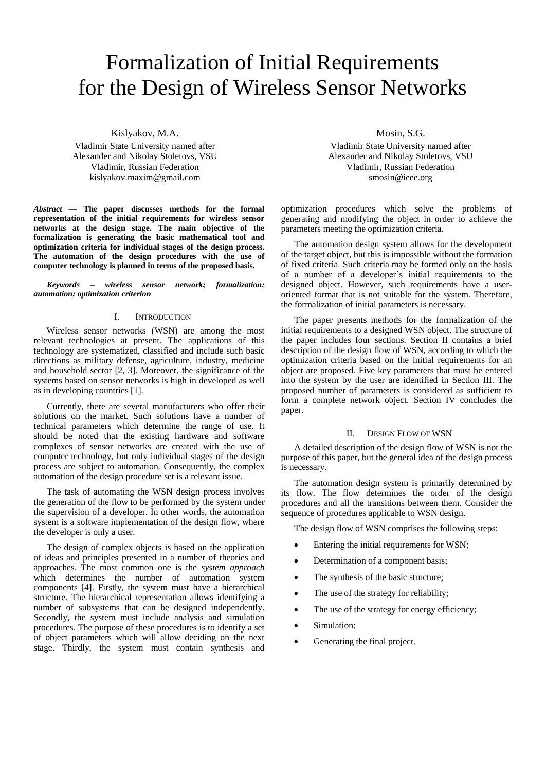# Formalization of Initial Requirements for the Design of Wireless Sensor Networks

Kislyakov, M.A.
Vladimir State University named after Alexander and Nikolay Stoletovs, VSU
Vladimir, Russian Federation
kislyakov.maxim@gmail.com

Mosin, S.G.
Vladimir State University named after Alexander and Nikolay Stoletovs, VSU
Vladimir, Russian Federation
smosin@ieee.org

***Abstract* — The paper discusses methods for the formal representation of the initial requirements for wireless sensor networks at the design stage. The main objective of the formalization is generating the basic mathematical tool and optimization criteria for individual stages of the design process. The automation of the design procedures with the use of computer technology is planned in terms of the proposed basis.**

***Keywords – wireless sensor network; formalization; automation; optimization criterion***

## I. Introduction

Wireless sensor networks (WSN) are among the most relevant technologies at present. The applications of this technology are systematized, classified and include such basic directions as military defense, agriculture, industry, medicine and household sector [2, 3]. Moreover, the significance of the systems based on sensor networks is high in developed as well as in developing countries [1].

Currently, there are several manufacturers who offer their solutions on the market. Such solutions have a number of technical parameters which determine the range of use. It should be noted that the existing hardware and software complexes of sensor networks are created with the use of computer technology, but only individual stages of the design process are subject to automation. Consequently, the complex automation of the design procedure set is a relevant issue.

The task of automating the WSN design process involves the generation of the flow to be performed by the system under the supervision of a developer. In other words, the automation system is a software implementation of the design flow, where the developer is only a user.

The design of complex objects is based on the application of ideas and principles presented in a number of theories and approaches. The most common one is the *system approach* which determines the number of automation system components [4]. Firstly, the system must have a hierarchical structure. The hierarchical representation allows identifying a number of subsystems that can be designed independently. Secondly, the system must include analysis and simulation procedures. The purpose of these procedures is to identify a set of object parameters which will allow deciding on the next stage. Thirdly, the system must contain synthesis and optimization procedures which solve the problems of generating and modifying the object in order to achieve the parameters meeting the optimization criteria.

The automation design system allows for the development of the target object, but this is impossible without the formation of fixed criteria. Such criteria may be formed only on the basis of a number of a developer's initial requirements to the designed object. However, such requirements have a user-oriented format that is not suitable for the system. Therefore, the formalization of initial parameters is necessary.

The paper presents methods for the formalization of the initial requirements to a designed WSN object. The structure of the paper includes four sections. Section II contains a brief description of the design flow of WSN, according to which the optimization criteria based on the initial requirements for an object are proposed. Five key parameters that must be entered into the system by the user are identified in Section III. The proposed number of parameters is considered as sufficient to form a complete network object. Section IV concludes the paper.

## II. Design Flow of WSN

A detailed description of the design flow of WSN is not the purpose of this paper, but the general idea of the design process is necessary.

The automation design system is primarily determined by its flow. The flow determines the order of the design procedures and all the transitions between them. Consider the sequence of procedures applicable to WSN design.

The design flow of WSN comprises the following steps:

- Entering the initial requirements for WSN;
- Determination of a component basis;
- The synthesis of the basic structure;
- The use of the strategy for reliability;
- The use of the strategy for energy efficiency;
- Simulation;
- Generating the final project.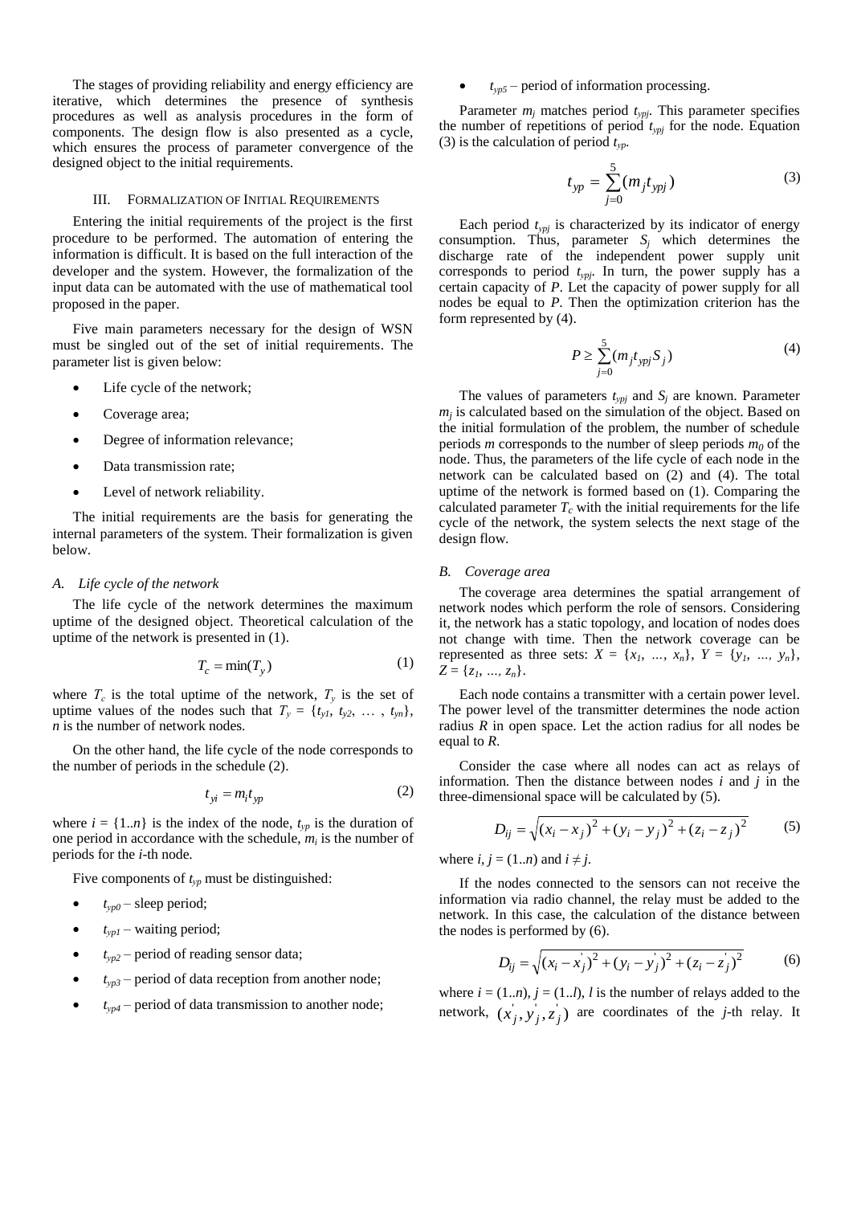The stages of providing reliability and energy efficiency are iterative, which determines the presence of synthesis procedures as well as analysis procedures in the form of components. The design flow is also presented as a cycle, which ensures the process of parameter convergence of the designed object to the initial requirements.

## III. Formalization of Initial Requirements

Entering the initial requirements of the project is the first procedure to be performed. The automation of entering the information is difficult. It is based on the full interaction of the developer and the system. However, the formalization of the input data can be automated with the use of mathematical tool proposed in the paper.

Five main parameters necessary for the design of WSN must be singled out of the set of initial requirements. The parameter list is given below:

- Life cycle of the network;
- Coverage area;
- Degree of information relevance;
- Data transmission rate;
- Level of network reliability.

The initial requirements are the basis for generating the internal parameters of the system. Their formalization is given below.

### A. Life cycle of the network

The life cycle of the network determines the maximum uptime of the designed object. Theoretical calculation of the uptime of the network is presented in (1).

$$T_c = \min(T_y) \tag{1}$$

where $T_c$ is the total uptime of the network, $T_y$ is the set of uptime values of the nodes such that $T_y = \{t_{y1}, t_{y2}, \dots, t_{yn}\}$, $n$ is the number of network nodes.

On the other hand, the life cycle of the node corresponds to the number of periods in the schedule (2).

$$t_{yi} = m_i t_{yp} \tag{2}$$

where $i = \{1..n\}$ is the index of the node, $t_{yp}$ is the duration of one period in accordance with the schedule, $m_i$ is the number of periods for the $i$-th node.

Five components of $t_{yp}$ must be distinguished:

- $t_{yp0}$ – sleep period;
- $t_{yp1}$ – waiting period;
- $t_{yp2}$ – period of reading sensor data;
- $t_{yp3}$ – period of data reception from another node;
- $t_{yp4}$ – period of data transmission to another node;
- $t_{yp5}$ – period of information processing.

Parameter $m_j$ matches period $t_{ypj}$. This parameter specifies the number of repetitions of period $t_{ypj}$ for the node. Equation (3) is the calculation of period $t_{yp}$.

$$t_{yp} = \sum_{j=0}^{5} (m_j t_{ypj}) \tag{3}$$

Each period $t_{ypj}$ is characterized by its indicator of energy consumption. Thus, parameter $S_j$ which determines the discharge rate of the independent power supply unit corresponds to period $t_{ypj}$. In turn, the power supply has a certain capacity of $P$. Let the capacity of power supply for all nodes be equal to $P$. Then the optimization criterion has the form represented by (4).

$$P \geq \sum_{j=0}^{5} (m_j t_{ypj} S_j) \tag{4}$$

The values of parameters $t_{ypj}$ and $S_j$ are known. Parameter $m_j$ is calculated based on the simulation of the object. Based on the initial formulation of the problem, the number of schedule periods $m$ corresponds to the number of sleep periods $m_0$ of the node. Thus, the parameters of the life cycle of each node in the network can be calculated based on (2) and (4). The total uptime of the network is formed based on (1). Comparing the calculated parameter $T_c$ with the initial requirements for the life cycle of the network, the system selects the next stage of the design flow.

### B. Coverage area

The coverage area determines the spatial arrangement of network nodes which perform the role of sensors. Considering it, the network has a static topology, and location of nodes does not change with time. Then the network coverage can be represented as three sets: $X = \{x_1, \dots, x_n\}$, $Y = \{y_1, \dots, y_n\}$, $Z = \{z_1, \dots, z_n\}$.

Each node contains a transmitter with a certain power level. The power level of the transmitter determines the node action radius $R$ in open space. Let the action radius for all nodes be equal to $R$.

Consider the case where all nodes can act as relays of information. Then the distance between nodes $i$ and $j$ in the three-dimensional space will be calculated by (5).

$$D_{ij} = \sqrt{(x_i - x_j)^2 + (y_i - y_j)^2 + (z_i - z_j)^2} \tag{5}$$

where $i, j = (1..n)$ and $i \neq j$.

If the nodes connected to the sensors can not receive the information via radio channel, the relay must be added to the network. In this case, the calculation of the distance between the nodes is performed by (6).

$$D_{ij} = \sqrt{(x_i - x_j^{'})^2 + (y_i - y_j^{'})^2 + (z_i - z_j^{'})^2} \tag{6}$$

where $i = (1..n)$, $j = (1..l)$, $l$ is the number of relays added to the network, $(x_j^{'}, y_j^{'}, z_j^{'})$ are coordinates of the $j$-th relay. It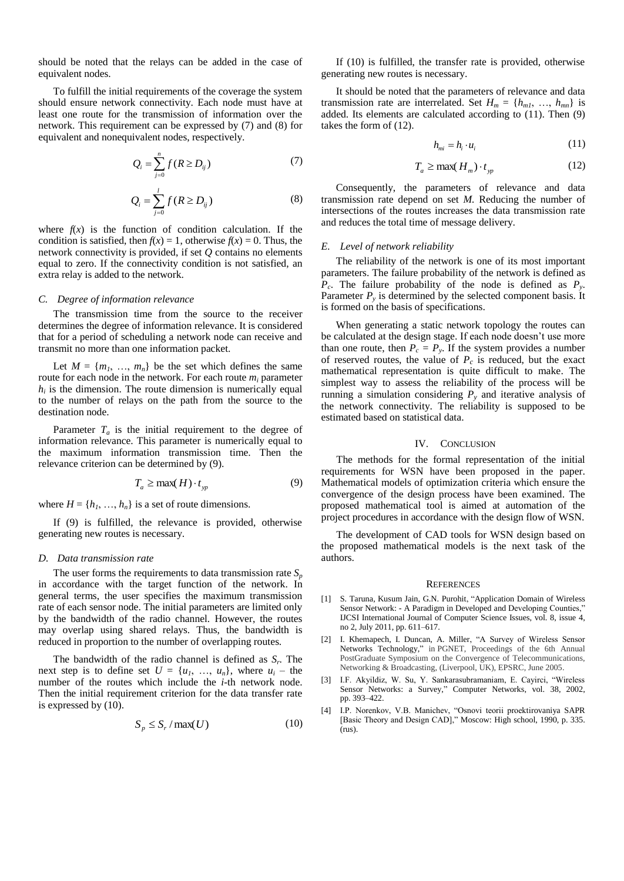should be noted that the relays can be added in the case of equivalent nodes.

To fulfill the initial requirements of the coverage the system should ensure network connectivity. Each node must have at least one route for the transmission of information over the network. This requirement can be expressed by (7) and (8) for equivalent and nonequivalent nodes, respectively.

$$Q_i = \sum_{j=0}^{n} f(R \geq D_{ij}) \tag{7}$$

$$Q_i = \sum_{j=0}^{l} f(R \geq D_{ij}) \tag{8}$$

where $f(x)$ is the function of condition calculation. If the condition is satisfied, then $f(x) = 1$, otherwise $f(x) = 0$. Thus, the network connectivity is provided, if set $Q$ contains no elements equal to zero. If the connectivity condition is not satisfied, an extra relay is added to the network.

### C. Degree of information relevance

The transmission time from the source to the receiver determines the degree of information relevance. It is considered that for a period of scheduling a network node can receive and transmit no more than one information packet.

Let $M = \{m_1, \ldots, m_n\}$ be the set which defines the same route for each node in the network. For each route $m_i$ parameter $h_i$ is the dimension. The route dimension is numerically equal to the number of relays on the path from the source to the destination node.

Parameter $T_a$ is the initial requirement to the degree of information relevance. This parameter is numerically equal to the maximum information transmission time. Then the relevance criterion can be determined by (9).

$$T_a \geq \max(H) \cdot t_{yp} \tag{9}$$

where $H = \{h_1, \ldots, h_n\}$ is a set of route dimensions.

If (9) is fulfilled, the relevance is provided, otherwise generating new routes is necessary.

### D. Data transmission rate

The user forms the requirements to data transmission rate $S_p$ in accordance with the target function of the network. In general terms, the user specifies the maximum transmission rate of each sensor node. The initial parameters are limited only by the bandwidth of the radio channel. However, the routes may overlap using shared relays. Thus, the bandwidth is reduced in proportion to the number of overlapping routes.

The bandwidth of the radio channel is defined as $S_r$. The next step is to define set $U = \{u_1, \ldots, u_n\}$, where $u_i$ – the number of the routes which include the $i$-th network node. Then the initial requirement criterion for the data transfer rate is expressed by (10).

$$S_p \leq S_r / \max(U) \tag{10}$$

If (10) is fulfilled, the transfer rate is provided, otherwise generating new routes is necessary.

It should be noted that the parameters of relevance and data transmission rate are interrelated. Set $H_m = \{h_{m1}, \ldots, h_{mn}\}$ is added. Its elements are calculated according to (11). Then (9) takes the form of (12).

$$h_{mi} = h_i \cdot u_i \tag{11}$$

$$T_a \geq \max(H_m) \cdot t_{yp} \tag{12}$$

Consequently, the parameters of relevance and data transmission rate depend on set $M$. Reducing the number of intersections of the routes increases the data transmission rate and reduces the total time of message delivery.

### E. Level of network reliability

The reliability of the network is one of its most important parameters. The failure probability of the network is defined as $P_c$. The failure probability of the node is defined as $P_y$. Parameter $P_y$ is determined by the selected component basis. It is formed on the basis of specifications.

When generating a static network topology the routes can be calculated at the design stage. If each node doesn't use more than one route, then $P_c = P_y$. If the system provides a number of reserved routes, the value of $P_c$ is reduced, but the exact mathematical representation is quite difficult to make. The simplest way to assess the reliability of the process will be running a simulation considering $P_y$ and iterative analysis of the network connectivity. The reliability is supposed to be estimated based on statistical data.

## IV. Conclusion

The methods for the formal representation of the initial requirements for WSN have been proposed in the paper. Mathematical models of optimization criteria which ensure the convergence of the design process have been examined. The proposed mathematical tool is aimed at automation of the project procedures in accordance with the design flow of WSN.

The development of CAD tools for WSN design based on the proposed mathematical models is the next task of the authors.

## References

[1] S. Taruna, Kusum Jain, G.N. Purohit, "Application Domain of Wireless Sensor Network: - A Paradigm in Developed and Developing Counties," IJCSI International Journal of Computer Science Issues, vol. 8, issue 4, no 2, July 2011, pp. 611–617.

[2] I. Khemapech, I. Duncan, A. Miller, "A Survey of Wireless Sensor Networks Technology," in PGNET, Proceedings of the 6th Annual PostGraduate Symposium on the Convergence of Telecommunications, Networking & Broadcasting, (Liverpool, UK), EPSRC, June 2005.

[3] I.F. Akyildiz, W. Su, Y. Sankarasubramaniam, E. Cayirci, "Wireless Sensor Networks: a Survey," Computer Networks, vol. 38, 2002, pp. 393–422.

[4] I.P. Norenkov, V.B. Manichev, "Osnovi teorii proektirovaniya SAPR [Basic Theory and Design CAD]," Moscow: High school, 1990, p. 335. (rus).